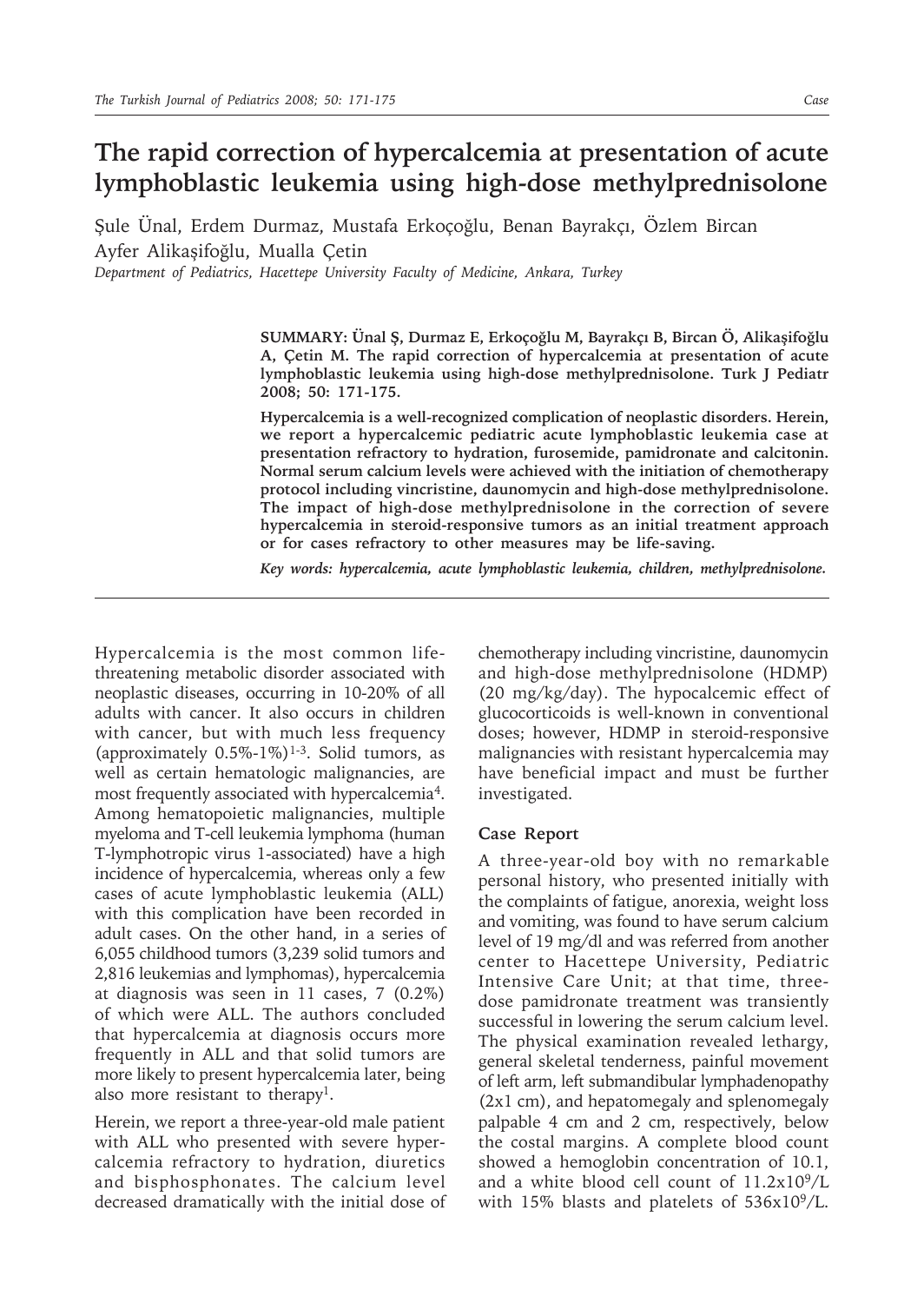# The rapid correction of hypercalcemia at presentation of acute lymphoblastic leukemia using high-dose methylprednisolone

Şule Ünal, Erdem Durmaz, Mustafa Erkoçoğlu, Benan Bayrakçı, Özlem Bircan Ayfer Alikaşifoğlu, Mualla Çetin

*Department of Pediatrics, Hacettepe University Faculty of Medicine, Ankara, Turkey*

**SUMMARY: Ünal Ş, Durmaz E, Erkoçoğlu M, Bayrakçı B, Bircan Ö, Alikaşifoğlu A, Çetin M. The rapid correction of hypercalcemia at presentation of acute lymphoblastic leukemia using high-dose methylprednisolone. Turk J Pediatr 2008; 50: 171-175.**

**Hypercalcemia is a well-recognized complication of neoplastic disorders. Herein, we report a hypercalcemic pediatric acute lymphoblastic leukemia case at presentation refractory to hydration, furosemide, pamidronate and calcitonin. Normal serum calcium levels were achieved with the initiation of chemotherapy protocol including vincristine, daunomycin and high-dose methylprednisolone. The impact of high-dose methylprednisolone in the correction of severe hypercalcemia in steroid-responsive tumors as an initial treatment approach or for cases refractory to other measures may be life-saving.**

***Key words: hypercalcemia, acute lymphoblastic leukemia, children, methylprednisolone.***

---

Hypercalcemia is the most common life-threatening metabolic disorder associated with neoplastic diseases, occurring in 10-20% of all adults with cancer. It also occurs in children with cancer, but with much less frequency (approximately 0.5%-1%)[1-3]. Solid tumors, as well as certain hematologic malignancies, are most frequently associated with hypercalcemia[4]. Among hematopoietic malignancies, multiple myeloma and T-cell leukemia lymphoma (human T-lymphotropic virus 1-associated) have a high incidence of hypercalcemia, whereas only a few cases of acute lymphoblastic leukemia (ALL) with this complication have been recorded in adult cases. On the other hand, in a series of 6,055 childhood tumors (3,239 solid tumors and 2,816 leukemias and lymphomas), hypercalcemia at diagnosis was seen in 11 cases, 7 (0.2%) of which were ALL. The authors concluded that hypercalcemia at diagnosis occurs more frequently in ALL and that solid tumors are more likely to present hypercalcemia later, being also more resistant to therapy[1].

Herein, we report a three-year-old male patient with ALL who presented with severe hypercalcemia refractory to hydration, diuretics and bisphosphonates. The calcium level decreased dramatically with the initial dose of chemotherapy including vincristine, daunomycin and high-dose methylprednisolone (HDMP) (20 mg/kg/day). The hypocalcemic effect of glucocorticoids is well-known in conventional doses; however, HDMP in steroid-responsive malignancies with resistant hypercalcemia may have beneficial impact and must be further investigated.

## Case Report

A three-year-old boy with no remarkable personal history, who presented initially with the complaints of fatigue, anorexia, weight loss and vomiting, was found to have serum calcium level of 19 mg/dl and was referred from another center to Hacettepe University, Pediatric Intensive Care Unit; at that time, three-dose pamidronate treatment was transiently successful in lowering the serum calcium level. The physical examination revealed lethargy, general skeletal tenderness, painful movement of left arm, left submandibular lymphadenopathy (2x1 cm), and hepatomegaly and splenomegaly palpable 4 cm and 2 cm, respectively, below the costal margins. A complete blood count showed a hemoglobin concentration of 10.1, and a white blood cell count of $11.2x10^9$/L with 15% blasts and platelets of $536x10^9$/L.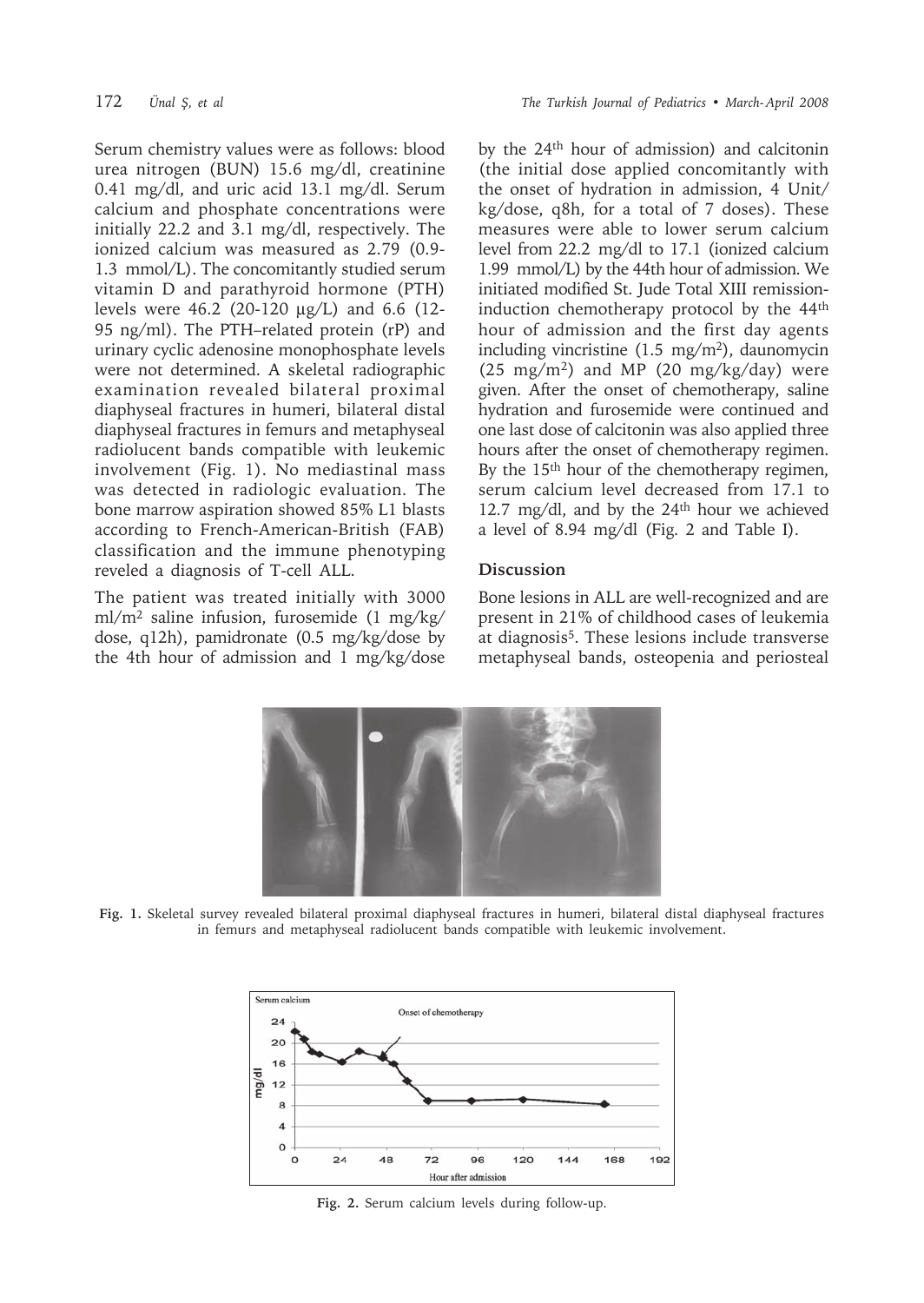Serum chemistry values were as follows: blood urea nitrogen (BUN) 15.6 mg/dl, creatinine 0.41 mg/dl, and uric acid 13.1 mg/dl. Serum calcium and phosphate concentrations were initially 22.2 and 3.1 mg/dl, respectively. The ionized calcium was measured as 2.79 (0.9-1.3 mmol/L). The concomitantly studied serum vitamin D and parathyroid hormone (PTH) levels were 46.2 (20-120 µg/L) and 6.6 (12-95 ng/ml). The PTH–related protein (rP) and urinary cyclic adenosine monophosphate levels were not determined. A skeletal radiographic examination revealed bilateral proximal diaphyseal fractures in humeri, bilateral distal diaphyseal fractures in femurs and metaphyseal radiolucent bands compatible with leukemic involvement (Fig. 1). No mediastinal mass was detected in radiologic evaluation. The bone marrow aspiration showed 85% L1 blasts according to French-American-British (FAB) classification and the immune phenotyping reveled a diagnosis of T-cell ALL.

The patient was treated initially with 3000 ml/m$^2$ saline infusion, furosemide (1 mg/kg/dose, q12h), pamidronate (0.5 mg/kg/dose by the 4th hour of admission and 1 mg/kg/dose by the 24$^{th}$ hour of admission) and calcitonin (the initial dose applied concomitantly with the onset of hydration in admission, 4 Unit/kg/dose, q8h, for a total of 7 doses). These measures were able to lower serum calcium level from 22.2 mg/dl to 17.1 (ionized calcium 1.99 mmol/L) by the 44th hour of admission. We initiated modified St. Jude Total XIII remission-induction chemotherapy protocol by the 44$^{th}$ hour of admission and the first day agents including vincristine (1.5 mg/m$^2$), daunomycin (25 mg/m$^2$) and MP (20 mg/kg/day) were given. After the onset of chemotherapy, saline hydration and furosemide were continued and one last dose of calcitonin was also applied three hours after the onset of chemotherapy regimen. By the 15$^{th}$ hour of the chemotherapy regimen, serum calcium level decreased from 17.1 to 12.7 mg/dl, and by the 24$^{th}$ hour we achieved a level of 8.94 mg/dl (Fig. 2 and Table I).

## Discussion

Bone lesions in ALL are well-recognized and are present in 21% of childhood cases of leukemia at diagnosis[5]. These lesions include transverse metaphyseal bands, osteopenia and periosteal

**Fig. 1.** Skeletal survey revealed bilateral proximal diaphyseal fractures in humeri, bilateral distal diaphyseal fractures in femurs and metaphyseal radiolucent bands compatible with leukemic involvement.

**Fig. 2.** Serum calcium levels during follow-up.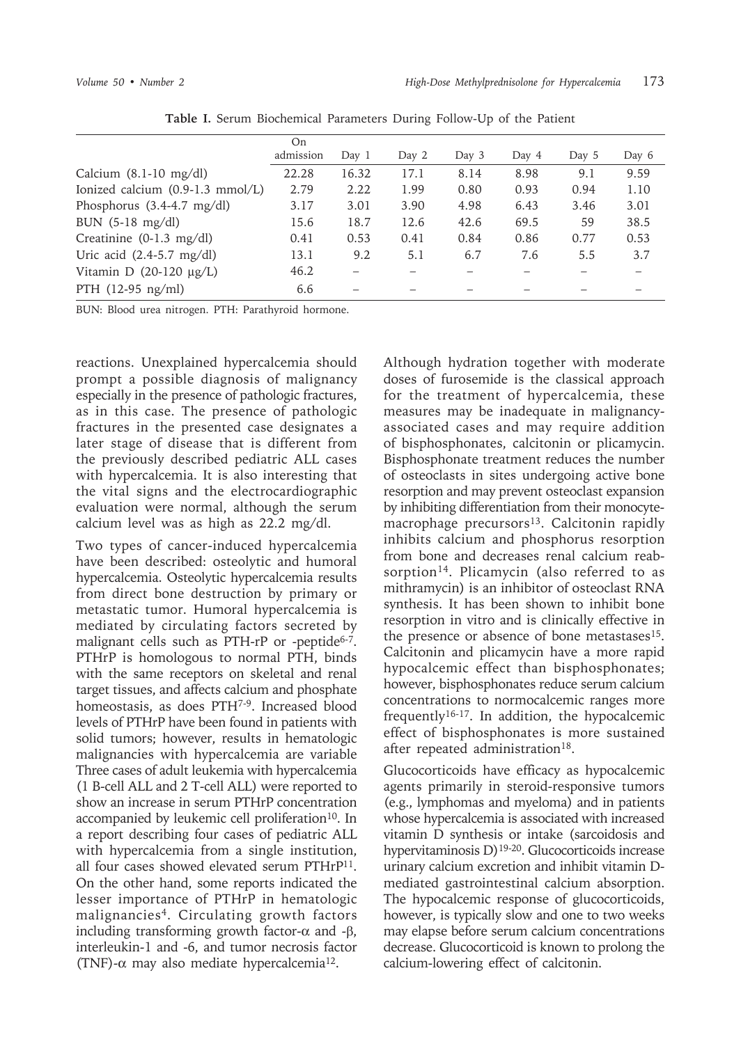**Table I.** Serum Biochemical Parameters During Follow-Up of the Patient

| | On admission | Day 1 | Day 2 | Day 3 | Day 4 | Day 5 | Day 6 |
|---|---|---|---|---|---|---|---|
| Calcium (8.1-10 mg/dl) | 22.28 | 16.32 | 17.1 | 8.14 | 8.98 | 9.1 | 9.59 |
| Ionized calcium (0.9-1.3 mmol/L) | 2.79 | 2.22 | 1.99 | 0.80 | 0.93 | 0.94 | 1.10 |
| Phosphorus (3.4-4.7 mg/dl) | 3.17 | 3.01 | 3.90 | 4.98 | 6.43 | 3.46 | 3.01 |
| BUN (5-18 mg/dl) | 15.6 | 18.7 | 12.6 | 42.6 | 69.5 | 59 | 38.5 |
| Creatinine (0-1.3 mg/dl) | 0.41 | 0.53 | 0.41 | 0.84 | 0.86 | 0.77 | 0.53 |
| Uric acid (2.4-5.7 mg/dl) | 13.1 | 9.2 | 5.1 | 6.7 | 7.6 | 5.5 | 3.7 |
| Vitamin D (20-120 μg/L) | 46.2 | – | – | – | – | – | – |
| PTH (12-95 ng/ml) | 6.6 | – | – | – | – | – | – |

BUN: Blood urea nitrogen. PTH: Parathyroid hormone.

reactions. Unexplained hypercalcemia should prompt a possible diagnosis of malignancy especially in the presence of pathologic fractures, as in this case. The presence of pathologic fractures in the presented case designates a later stage of disease that is different from the previously described pediatric ALL cases with hypercalcemia. It is also interesting that the vital signs and the electrocardiographic evaluation were normal, although the serum calcium level was as high as 22.2 mg/dl.

Two types of cancer-induced hypercalcemia have been described: osteolytic and humoral hypercalcemia. Osteolytic hypercalcemia results from direct bone destruction by primary or metastatic tumor. Humoral hypercalcemia is mediated by circulating factors secreted by malignant cells such as PTH-rP or -peptide[6-7]. PTHrP is homologous to normal PTH, binds with the same receptors on skeletal and renal target tissues, and affects calcium and phosphate homeostasis, as does PTH[7-9]. Increased blood levels of PTHrP have been found in patients with solid tumors; however, results in hematologic malignancies with hypercalcemia are variable Three cases of adult leukemia with hypercalcemia (1 B-cell ALL and 2 T-cell ALL) were reported to show an increase in serum PTHrP concentration accompanied by leukemic cell proliferation[10]. In a report describing four cases of pediatric ALL with hypercalcemia from a single institution, all four cases showed elevated serum PTHrP[11]. On the other hand, some reports indicated the lesser importance of PTHrP in hematologic malignancies[4]. Circulating growth factors including transforming growth factor-α and -β, interleukin-1 and -6, and tumor necrosis factor (TNF)-α may also mediate hypercalcemia[12].

Although hydration together with moderate doses of furosemide is the classical approach for the treatment of hypercalcemia, these measures may be inadequate in malignancy-associated cases and may require addition of bisphosphonates, calcitonin or plicamycin. Bisphosphonate treatment reduces the number of osteoclasts in sites undergoing active bone resorption and may prevent osteoclast expansion by inhibiting differentiation from their monocyte-macrophage precursors[13]. Calcitonin rapidly inhibits calcium and phosphorus resorption from bone and decreases renal calcium reabsorption[14]. Plicamycin (also referred to as mithramycin) is an inhibitor of osteoclast RNA synthesis. It has been shown to inhibit bone resorption in vitro and is clinically effective in the presence or absence of bone metastases[15]. Calcitonin and plicamycin have a more rapid hypocalcemic effect than bisphosphonates; however, bisphosphonates reduce serum calcium concentrations to normocalcemic ranges more frequently[16-17]. In addition, the hypocalcemic effect of bisphosphonates is more sustained after repeated administration[18].

Glucocorticoids have efficacy as hypocalcemic agents primarily in steroid-responsive tumors (e.g., lymphomas and myeloma) and in patients whose hypercalcemia is associated with increased vitamin D synthesis or intake (sarcoidosis and hypervitaminosis D)[19-20]. Glucocorticoids increase urinary calcium excretion and inhibit vitamin D-mediated gastrointestinal calcium absorption. The hypocalcemic response of glucocorticoids, however, is typically slow and one to two weeks may elapse before serum calcium concentrations decrease. Glucocorticoid is known to prolong the calcium-lowering effect of calcitonin.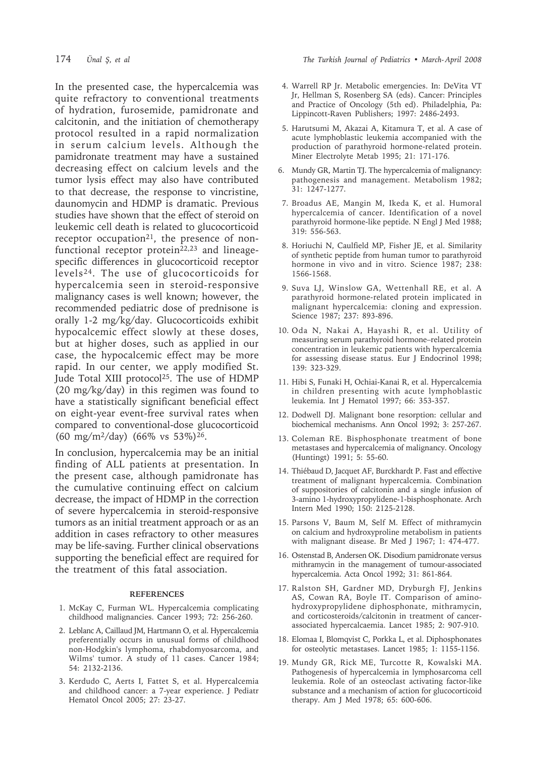In the presented case, the hypercalcemia was quite refractory to conventional treatments of hydration, furosemide, pamidronate and calcitonin, and the initiation of chemotherapy protocol resulted in a rapid normalization in serum calcium levels. Although the pamidronate treatment may have a sustained decreasing effect on calcium levels and the tumor lysis effect may also have contributed to that decrease, the response to vincristine, daunomycin and HDMP is dramatic. Previous studies have shown that the effect of steroid on leukemic cell death is related to glucocorticoid receptor occupation[21], the presence of non-functional receptor protein[22,23] and lineage-specific differences in glucocorticoid receptor levels[24]. The use of glucocorticoids for hypercalcemia seen in steroid-responsive malignancy cases is well known; however, the recommended pediatric dose of prednisone is orally 1-2 mg/kg/day. Glucocorticoids exhibit hypocalcemic effect slowly at these doses, but at higher doses, such as applied in our case, the hypocalcemic effect may be more rapid. In our center, we apply modified St. Jude Total XIII protocol[25]. The use of HDMP (20 mg/kg/day) in this regimen was found to have a statistically significant beneficial effect on eight-year event-free survival rates when compared to conventional-dose glucocorticoid (60 mg/m$^2$/day) (66% vs 53%)[26].

In conclusion, hypercalcemia may be an initial finding of ALL patients at presentation. In the present case, although pamidronate has the cumulative continuing effect on calcium decrease, the impact of HDMP in the correction of severe hypercalcemia in steroid-responsive tumors as an initial treatment approach or as an addition in cases refractory to other measures may be life-saving. Further clinical observations supporting the beneficial effect are required for the treatment of this fatal association.

## REFERENCES

1. McKay C, Furman WL. Hypercalcemia complicating childhood malignancies. Cancer 1993; 72: 256-260.
2. Leblanc A, Caillaud JM, Hartmann O, et al. Hypercalcemia preferentially occurs in unusual forms of childhood non-Hodgkin's lymphoma, rhabdomyosarcoma, and Wilms' tumor. A study of 11 cases. Cancer 1984; 54: 2132-2136.
3. Kerdudo C, Aerts I, Fattet S, et al. Hypercalcemia and childhood cancer: a 7-year experience. J Pediatr Hematol Oncol 2005; 27: 23-27.
4. Warrell RP Jr. Metabolic emergencies. In: DeVita VT Jr, Hellman S, Rosenberg SA (eds). Cancer: Principles and Practice of Oncology (5th ed). Philadelphia, Pa: Lippincott-Raven Publishers; 1997: 2486-2493.
5. Harutsumi M, Akazai A, Kitamura T, et al. A case of acute lymphoblastic leukemia accompanied with the production of parathyroid hormone-related protein. Miner Electrolyte Metab 1995; 21: 171-176.
6. Mundy GR, Martin TJ. The hypercalcemia of malignancy: pathogenesis and management. Metabolism 1982; 31: 1247-1277.
7. Broadus AE, Mangin M, Ikeda K, et al. Humoral hypercalcemia of cancer. Identification of a novel parathyroid hormone-like peptide. N Engl J Med 1988; 319: 556-563.
8. Horiuchi N, Caulfield MP, Fisher JE, et al. Similarity of synthetic peptide from human tumor to parathyroid hormone in vivo and in vitro. Science 1987; 238: 1566-1568.
9. Suva LJ, Winslow GA, Wettenhall RE, et al. A parathyroid hormone-related protein implicated in malignant hypercalcemia: cloning and expression. Science 1987; 237: 893-896.
10. Oda N, Nakai A, Hayashi R, et al. Utility of measuring serum parathyroid hormone–related protein concentration in leukemic patients with hypercalcemia for assessing disease status. Eur J Endocrinol 1998; 139: 323-329.
11. Hibi S, Funaki H, Ochiai-Kanai R, et al. Hypercalcemia in children presenting with acute lymphoblastic leukemia. Int J Hematol 1997; 66: 353-357.
12. Dodwell DJ. Malignant bone resorption: cellular and biochemical mechanisms. Ann Oncol 1992; 3: 257-267.
13. Coleman RE. Bisphosphonate treatment of bone metastases and hypercalcemia of malignancy. Oncology (Huntingt) 1991; 5: 55-60.
14. Thiébaud D, Jacquet AF, Burckhardt P. Fast and effective treatment of malignant hypercalcemia. Combination of suppositories of calcitonin and a single infusion of 3-amino 1-hydroxypropylidene-1-bisphosphonate. Arch Intern Med 1990; 150: 2125-2128.
15. Parsons V, Baum M, Self M. Effect of mithramycin on calcium and hydroxyproline metabolism in patients with malignant disease. Br Med J 1967; 1: 474-477.
16. Ostenstad B, Andersen OK. Disodium pamidronate versus mithramycin in the management of tumour-associated hypercalcemia. Acta Oncol 1992; 31: 861-864.
17. Ralston SH, Gardner MD, Dryburgh FJ, Jenkins AS, Cowan RA, Boyle IT. Comparison of amino-hydroxypropylidene diphosphonate, mithramycin, and corticosteroids/calcitonin in treatment of cancer-associated hypercalcaemia. Lancet 1985; 2: 907-910.
18. Elomaa I, Blomqvist C, Porkka L, et al. Diphosphonates for osteolytic metastases. Lancet 1985; 1: 1155-1156.
19. Mundy GR, Rick ME, Turcotte R, Kowalski MA. Pathogenesis of hypercalcemia in lymphosarcoma cell leukemia. Role of an osteoclast activating factor-like substance and a mechanism of action for glucocorticoid therapy. Am J Med 1978; 65: 600-606.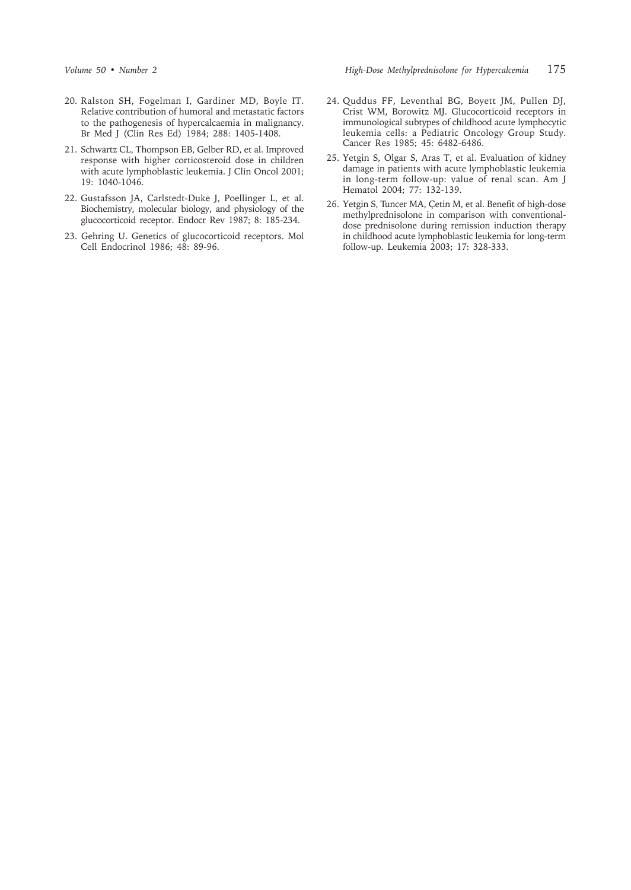20. Ralston SH, Fogelman I, Gardiner MD, Boyle IT. Relative contribution of humoral and metastatic factors to the pathogenesis of hypercalcaemia in malignancy. Br Med J (Clin Res Ed) 1984; 288: 1405-1408.

21. Schwartz CL, Thompson EB, Gelber RD, et al. Improved response with higher corticosteroid dose in children with acute lymphoblastic leukemia. J Clin Oncol 2001; 19: 1040-1046.

22. Gustafsson JA, Carlstedt-Duke J, Poellinger L, et al. Biochemistry, molecular biology, and physiology of the glucocorticoid receptor. Endocr Rev 1987; 8: 185-234.

23. Gehring U. Genetics of glucocorticoid receptors. Mol Cell Endocrinol 1986; 48: 89-96.

24. Quddus FF, Leventhal BG, Boyett JM, Pullen DJ, Crist WM, Borowitz MJ. Glucocorticoid receptors in immunological subtypes of childhood acute lymphocytic leukemia cells: a Pediatric Oncology Group Study. Cancer Res 1985; 45: 6482-6486.

25. Yetgin S, Olgar S, Aras T, et al. Evaluation of kidney damage in patients with acute lymphoblastic leukemia in long-term follow-up: value of renal scan. Am J Hematol 2004; 77: 132-139.

26. Yetgin S, Tuncer MA, Çetin M, et al. Benefit of high-dose methylprednisolone in comparison with conventional-dose prednisolone during remission induction therapy in childhood acute lymphoblastic leukemia for long-term follow-up. Leukemia 2003; 17: 328-333.